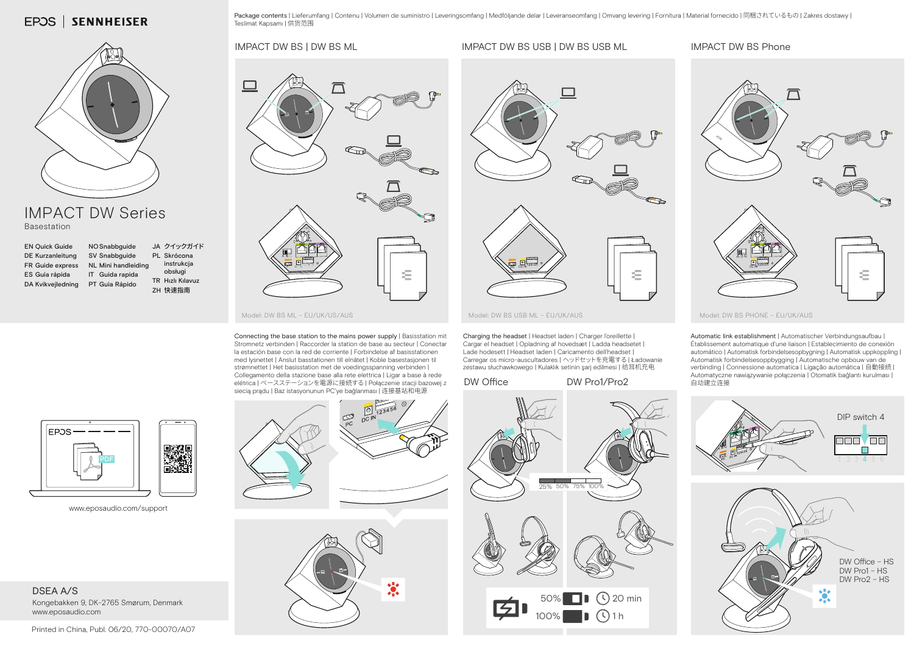EPOS | SENNHEISER

# IMPACT DW Series

Basestation

EN Quick Guide
DE Kurzanleitung
FR Guide express
ES Guía rápida
DA Kvikvejledning
NO Snabbguide
SV Snabbguide
NL Mini handleiding
IT Guida rapida
PT Guia Rápido
JA クイックガイド
PL Skrócona instrukcja obsługi
TR Hızlı Kılavuz
ZH 快速指南

www.eposaudio.com/support

DSEA A/S
Kongebakken 9, DK-2765 Smørum, Denmark
www.eposaudio.com

Printed in China, Publ. 06/20, 770-00070/A07

Package contents | Lieferumfang | Contenu | Volumen de suministro | Leveringsomfang | Medföljande delar | Leveranseomfang | Omvang levering | Fornitura | Material fornecido | 同梱されているもの | Zakres dostawy | Teslimat Kapsamı | 供货范围

## IMPACT DW BS | DW BS ML

Model: DW BS ML - EU/UK/US/AUS

## IMPACT DW BS USB | DW BS USB ML

Model: DW BS USB ML - EU/UK/AUS

## IMPACT DW BS Phone

Model: DW BS PHONE - EU/UK/AUS

**Connecting the base station to the mains power supply** | Basisstation mit Stromnetz verbinden | Raccorder la station de base au secteur | Conectar la estación base con la red de corriente | Forbindelse af basisstationen med lysnettet | Anslut basstationen till elnätet | Koble basestasjonen til strømnettet | Het basisstation met de voedingsspanning verbinden | Collegamento della stazione base alla rete elettrica | Ligar a base à rede elétrica | ベースステーションを電源に接続する | Połączenie stacji bazowej z siecią prądu | Baz istasyonunun PC'ye bağlanması | 连接基站和电源

PC DC IN 123456

**Charging the headset** | Headset laden | Charger l'oreillette | Cargar el headset | Opladning af hovedsæt | Ladda headsetet | Lade hodesett | Headset laden | Caricamento dell'headset | Carregar os micro-auscultadores | ヘッドセットを充電する | Ładowanie zestawu słuchawkowego | Kulaklık setinin şarj edilmesi | 给耳机充电

### DW Office

### DW Pro1/Pro2

25% 50% 75% 100%

50% 20 min
100% 1 h

**Automatic link establishment** | Automatischer Verbindungsaufbau | Établissement automatique d'une liaison | Establecimiento de conexión automático | Automatisk forbindelsesopbygning | Automatisk uppkoppling | Automatisk forbindelsesoppbygging | Automatische opbouw van de verbinding | Connessione automatica | Ligação automática | 自動接続 | Automatyczne nawiązywanie połączenia | Otomatik bağlantı kurulması | 自动建立连接

DIP switch 4

1 2 3 4 5 6

DW Office - HS
DW Pro1 - HS
DW Pro2 - HS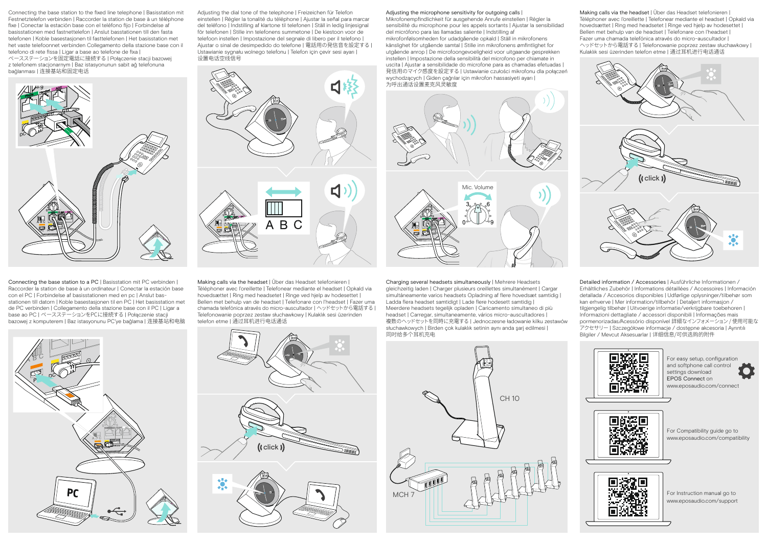**Connecting the base station to the fixed line telephone** | Basisstation mit Festnetztelefon verbinden | Raccorder la station de base à un téléphone fixe | Conectar la estación base con el teléfono fijo | Forbindelse af basisstationen med fastnettelefon | Anslut basstationen till den fasta telefonen | Koble basestasjonen til fasttelefonen | Het basisstation met het vaste telefoonnet verbinden Collegamento della stazione base con il telefono di rete fissa | Ligar a base ao telefone de fixa | ベースステーションを固定電話に接続する | Połączenie stacji bazowej z telefonem stacjonarnym | Baz istasyonunun sabit ağ telefonuna bağlanması | 连接基站和固定电话

**Adjusting the dial tone of the telephone** | Freizeichen für Telefon einstellen | Régler la tonalité du téléphone | Ajustar la señal para marcar del teléfono | Indstilling af klartone til telefonen | Ställ in ledig linjesignal för telefonen | Stille inn telefonens summetone | De kiestoon voor de telefoon instellen | Impostazione del segnale di libero per il telefono | Ajustar o sinal de desimpedido do telefone | 電話用の発信音を設定する | Ustawianie sygnału wolnego telefonu | Telefon için çevir sesi ayarı | 设置电话空线信号

A B C

**Adjusting the microphone sensitivity for outgoing calls** | Mikrofonempfindlichkeit für ausgehende Anrufe einstellen | Régler la sensibilité du microphone pour les appels sortants | Ajustar la sensibilidad del micrófono para las llamadas saliente | Indstilling af mikrofonfølsomheden for udadgående opkald | Ställ in mikrofonens känslighet för utgående samtal | Stille inn mikrofonens ømfintlighet for utgående anrop | De microfoongevoeligheid voor uitgaande gesprekken instellen | Impostazione della sensibilità del microfono per chiamate in uscita | Ajustar a sensibilidade do microfone para as chamadas efetuadas | 発信用のマイク感度を設定する | Ustawianie czułości mikrofonu dla połączeń wychodzących | Giden çağrılar için mikrofon hassasiyeti ayarı | 为呼出通话设置麦克风灵敏度

Mic. Volume

3 6 0 9

**Making calls via the headset** | Über das Headset telefonieren | Téléphoner avec l'oreillette | Telefonear mediante el headset | Opkald via hovedsættet | Ring med headsettet | Ringe ved hjelp av hodesettet | Bellen met behulp van de headset | Telefonare con l'headset | Fazer uma chamada telefónica através do micro-auscultador | ヘッドセットから電話する | Telefonowanie poprzez zestaw słuchawkowy | Kulaklık sesi üzerinden telefon etme | 通过耳机进行电话通话

click

**Connecting the base station to a PC** | Basisstation mit PC verbinden | Raccorder la station de base à un ordinateur | Conectar la estación base con el PC | Forbindelse af basisstationen med en pc | Anslut basstationen till datorn | Koble basestasjonen til en PC | Het basisstation met een PC verbinden | Collegamento della stazione base con il PC | Ligar a base ao PC | ベースステーションをPCに接続する | Połączenie stacji bazowej z komputerem | Baz istasyonunu PC'ye bağlama | 连接基站和电脑

PC

**Making calls via the headset** | Über das Headset telefonieren | Téléphoner avec l'oreillette | Telefonear mediante el headset | Opkald via hovedsættet | Ring med headsettet | Ringe ved hjelp av hodesettet | Bellen met behulp van de headset | Telefonare con l'headset | Fazer uma chamada telefónica através do micro-auscultador | ヘッドセットから電話する | Telefonowanie poprzez zestaw słuchawkowy | Kulaklık sesi üzerinden telefon etme | 通过耳机进行电话通话

click

**Charging several headsets simultaneously** | Mehrere Headsets gleichzeitig laden | Charger plusieurs oreillettes simultanément | Cargar simultáneamente varios headsets Opladning af flere hovedsæt samtidig | Ladda flera headset samtidigt | Lade flere hodesett samtidig | Meerdere headsets tegelijk opladen | Caricamento simultaneo di più headset | Carregar, simultaneamente, vários micro-auscultadores | 複数のヘッドセットを同時に充電する | Jednoczesne ładowanie kilku zestawów słuchawkowych | Birden çok kulaklık setinin aynı anda şarj edilmesi | 同时给多个耳机充电

CH 10

MCH 7

**Detailed information / Accessories** | Ausführliche Informationen / Erhältliches Zubehör | Informations détaillées / Accessoires | Información detallada / Accesorios disponibles | Udførlige oplysninger/tilbehør som kan erhverve | Mer information/tillbehör | Detaljert informasjon / tilgjengelig tilbehør | Uitvoerige informatie/verkrijgbare toebehoren | Informazioni dettagliate / accessori disponibili | Informações mais pormenorizadas/Acessório disponível 詳細なインフォーメーション / 使用可能なアクセサリー | Szczegółowe informacje / dostępne akcesoria | Ayrıntılı Bilgiler / Mevcut Aksesuarlar | 详细信息/可供选购的附件

For easy setup, configuration and softphone call control settings download EPOS Connect on www.eposaudio.com/connect

For Compatibility guide go to www.eposaudio.com/compatibility

For Instruction manual go to www.eposaudio.com/support